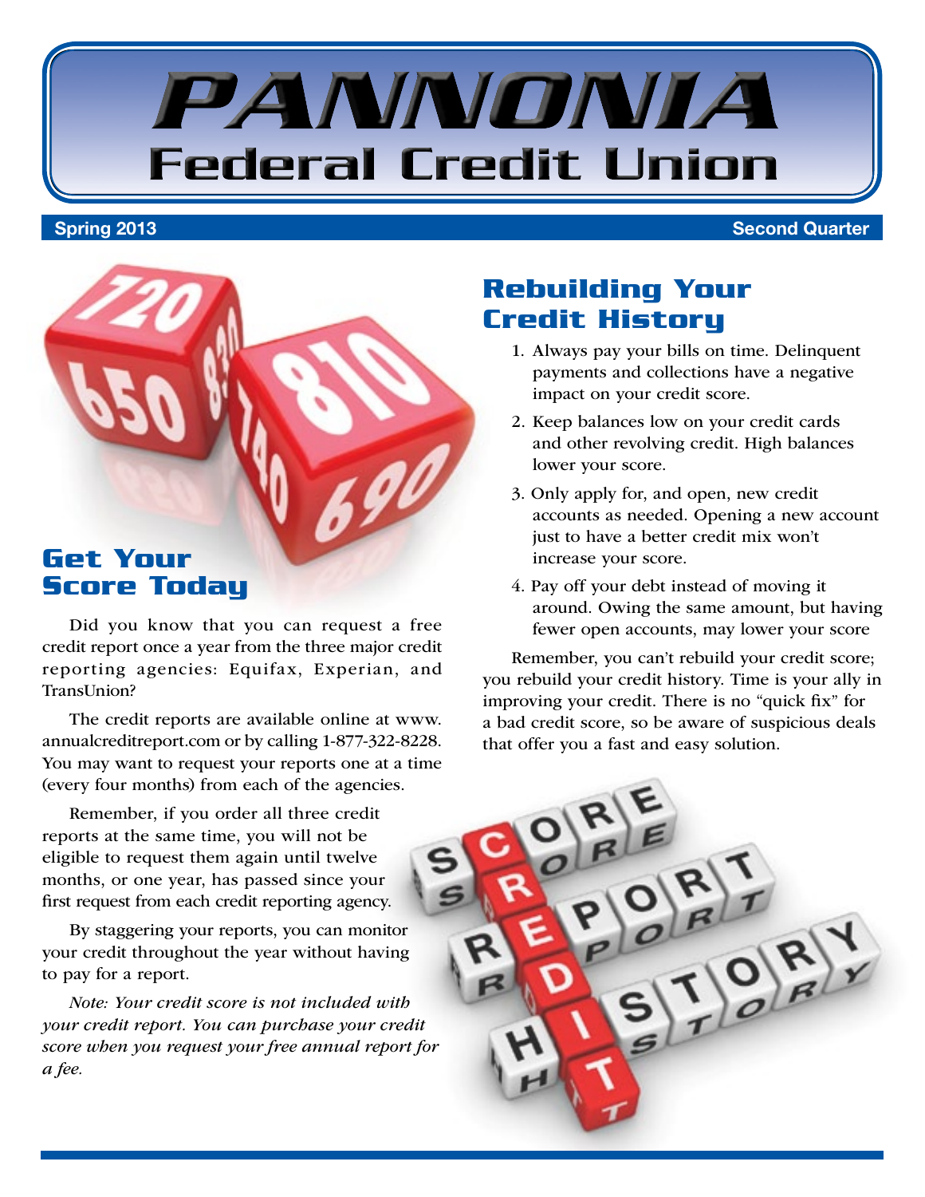# PANNONIA Federal Credit Union

**Spring 2013** **Second Quarter**

## Get Your Score Today

Did you know that you can request a free credit report once a year from the three major credit reporting agencies: Equifax, Experian, and TransUnion?

The credit reports are available online at www.annualcreditreport.com or by calling 1-877-322-8228. You may want to request your reports one at a time (every four months) from each of the agencies.

Remember, if you order all three credit reports at the same time, you will not be eligible to request them again until twelve months, or one year, has passed since your first request from each credit reporting agency.

By staggering your reports, you can monitor your credit throughout the year without having to pay for a report.

*Note: Your credit score is not included with your credit report. You can purchase your credit score when you request your free annual report for a fee.*

## Rebuilding Your Credit History

1. Always pay your bills on time. Delinquent payments and collections have a negative impact on your credit score.
2. Keep balances low on your credit cards and other revolving credit. High balances lower your score.
3. Only apply for, and open, new credit accounts as needed. Opening a new account just to have a better credit mix won't increase your score.
4. Pay off your debt instead of moving it around. Owing the same amount, but having fewer open accounts, may lower your score

Remember, you can't rebuild your credit score; you rebuild your credit history. Time is your ally in improving your credit. There is no "quick fix" for a bad credit score, so be aware of suspicious deals that offer you a fast and easy solution.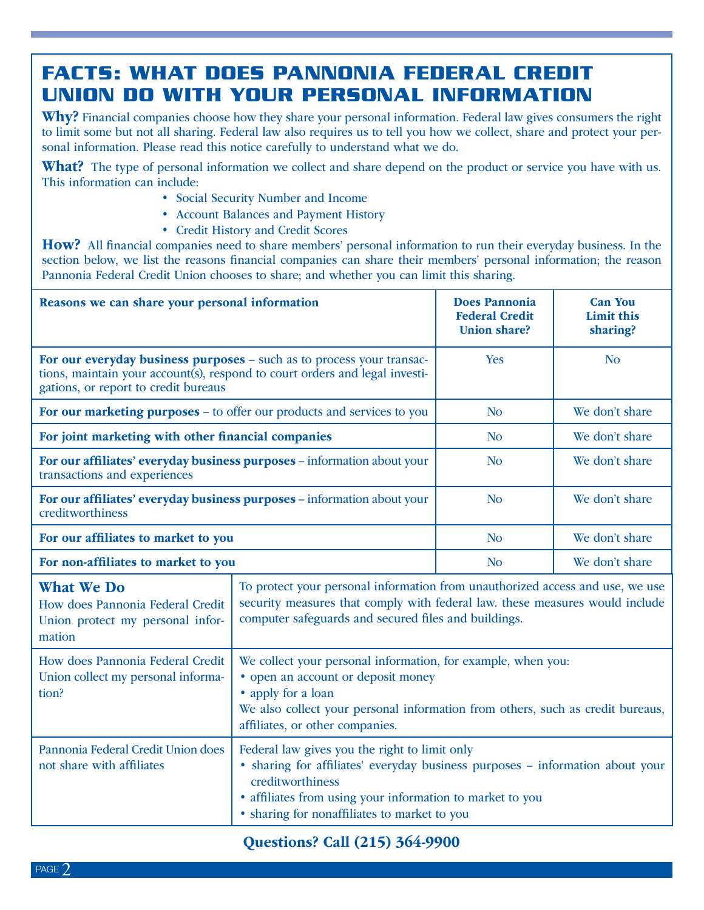# FACTS: WHAT DOES PANNONIA FEDERAL CREDIT UNION DO WITH YOUR PERSONAL INFORMATION

**Why?** Financial companies choose how they share your personal information. Federal law gives consumers the right to limit some but not all sharing. Federal law also requires us to tell you how we collect, share and protect your personal information. Please read this notice carefully to understand what we do.

**What?** The type of personal information we collect and share depend on the product or service you have with us. This information can include:

- Social Security Number and Income
- Account Balances and Payment History
- Credit History and Credit Scores

**How?** All financial companies need to share members' personal information to run their everyday business. In the section below, we list the reasons financial companies can share their members' personal information; the reason Pannonia Federal Credit Union chooses to share; and whether you can limit this sharing.

| Reasons we can share your personal information | Does Pannonia Federal Credit Union share? | Can You Limit this sharing? |
|---|---|---|
| **For our everyday business purposes** – such as to process your transactions, maintain your account(s), respond to court orders and legal investigations, or report to credit bureaus | Yes | No |
| **For our marketing purposes** – to offer our products and services to you | No | We don't share |
| **For joint marketing with other financial companies** | No | We don't share |
| **For our affiliates' everyday business purposes** – information about your transactions and experiences | No | We don't share |
| **For our affiliates' everyday business purposes** – information about your creditworthiness | No | We don't share |
| **For our affiliates to market to you** | No | We don't share |
| **For non-affiliates to market to you** | No | We don't share |

| **What We Do** | |
|---|---|
| How does Pannonia Federal Credit Union protect my personal information | To protect your personal information from unauthorized access and use, we use security measures that comply with federal law. these measures would include computer safeguards and secured files and buildings. |
| How does Pannonia Federal Credit Union collect my personal information? | We collect your personal information, for example, when you:<br>• open an account or deposit money<br>• apply for a loan<br>We also collect your personal information from others, such as credit bureaus, affiliates, or other companies. |
| Pannonia Federal Credit Union does not share with affiliates | Federal law gives you the right to limit only<br>• sharing for affiliates' everyday business purposes – information about your creditworthiness<br>• affiliates from using your information to market to you<br>• sharing for nonaffiliates to market to you |

**Questions? Call (215) 364-9900**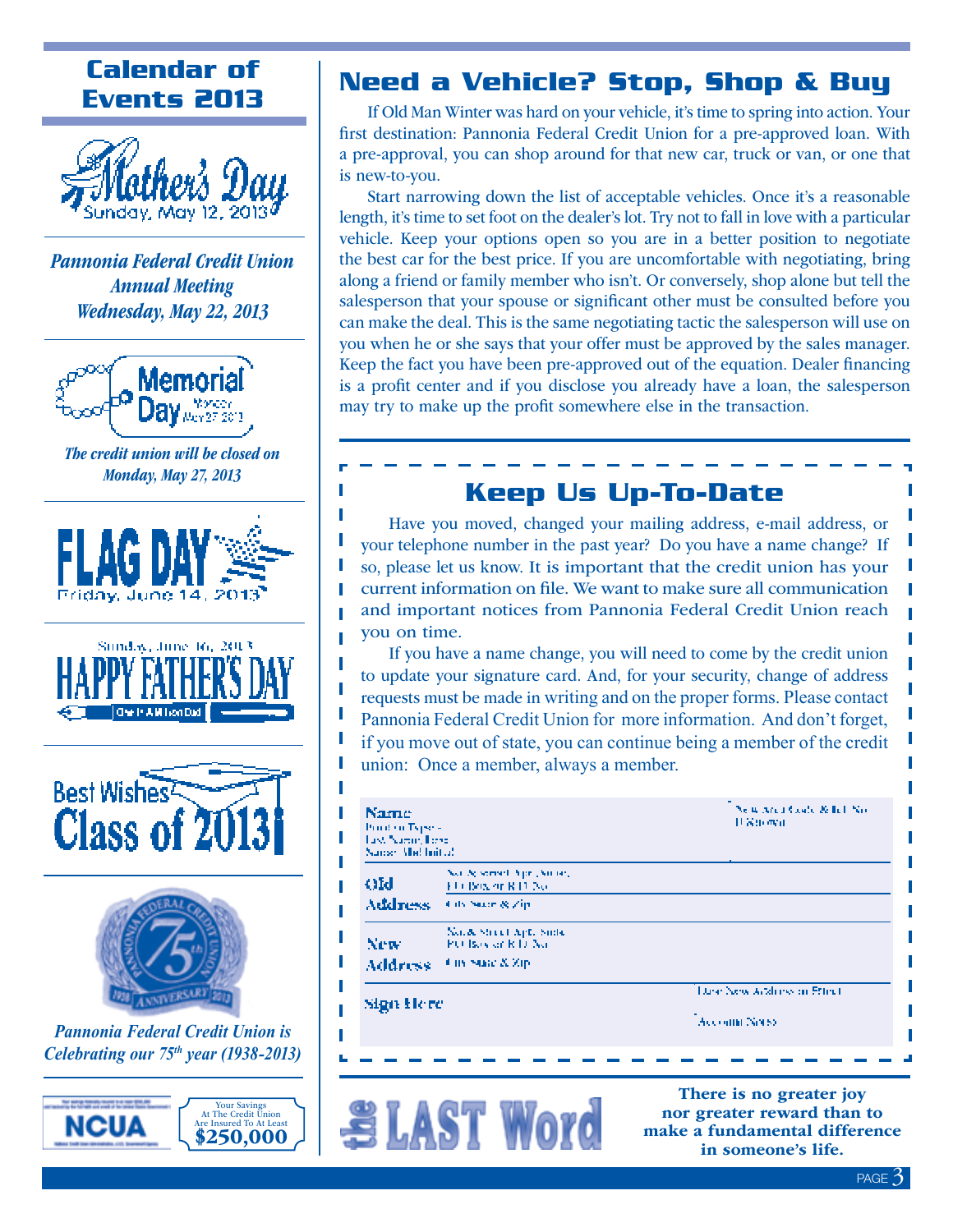## Calendar of Events 2013

Mother's Day
Sunday, May 12, 2013

*Pannonia Federal Credit Union Annual Meeting Wednesday, May 22, 2013*

Memorial Day
Monday, May 27, 2013

*The credit union will be closed on Monday, May 27, 2013*

FLAG DAY
Friday, June 14, 2013

Sunday, June 16, 2013
HAPPY FATHER'S DAY
One In A Million Dad

Best Wishes Class of 2013

Pannonia Federal Credit Union 75th Anniversary 1938 2013

*Pannonia Federal Credit Union is Celebrating our 75th year (1938-2013)*

NCUA

Your Savings At The Credit Union Are Insured To At Least **$250,000**

## Need a Vehicle? Stop, Shop & Buy

If Old Man Winter was hard on your vehicle, it's time to spring into action. Your first destination: Pannonia Federal Credit Union for a pre-approved loan. With a pre-approval, you can shop around for that new car, truck or van, or one that is new-to-you.

Start narrowing down the list of acceptable vehicles. Once it's a reasonable length, it's time to set foot on the dealer's lot. Try not to fall in love with a particular vehicle. Keep your options open so you are in a better position to negotiate the best car for the best price. If you are uncomfortable with negotiating, bring along a friend or family member who isn't. Or conversely, shop alone but tell the salesperson that your spouse or significant other must be consulted before you can make the deal. This is the same negotiating tactic the salesperson will use on you when he or she says that your offer must be approved by the sales manager. Keep the fact you have been pre-approved out of the equation. Dealer financing is a profit center and if you disclose you already have a loan, the salesperson may try to make up the profit somewhere else in the transaction.

## Keep Us Up-To-Date

Have you moved, changed your mailing address, e-mail address, or your telephone number in the past year? Do you have a name change? If so, please let us know. It is important that the credit union has your current information on file. We want to make sure all communication and important notices from Pannonia Federal Credit Union reach you on time.

If you have a name change, you will need to come by the credit union to update your signature card. And, for your security, change of address requests must be made in writing and on the proper forms. Please contact Pannonia Federal Credit Union for more information. And don't forget, if you move out of state, you can continue being a member of the credit union: Once a member, always a member.

| | | |
|---|---|---|
| **Name** Print or Type – Last Name, First Name, Mid Initial | | New Area Code & Tel. No. If Changed |
| **Old Address** | No. & Street, Apt., Suite, P.O. Box or R.D. No. | |
| | City, State & Zip | |
| **New Address** | No. & Street, Apt., Suite, P.O. Box or R.D. No. | |
| | City, State & Zip | |
| **Sign Here** | | Date New Address in Effect |
| | | Account No(s). |

## the LAST Word

**There is no greater joy nor greater reward than to make a fundamental difference in someone's life.**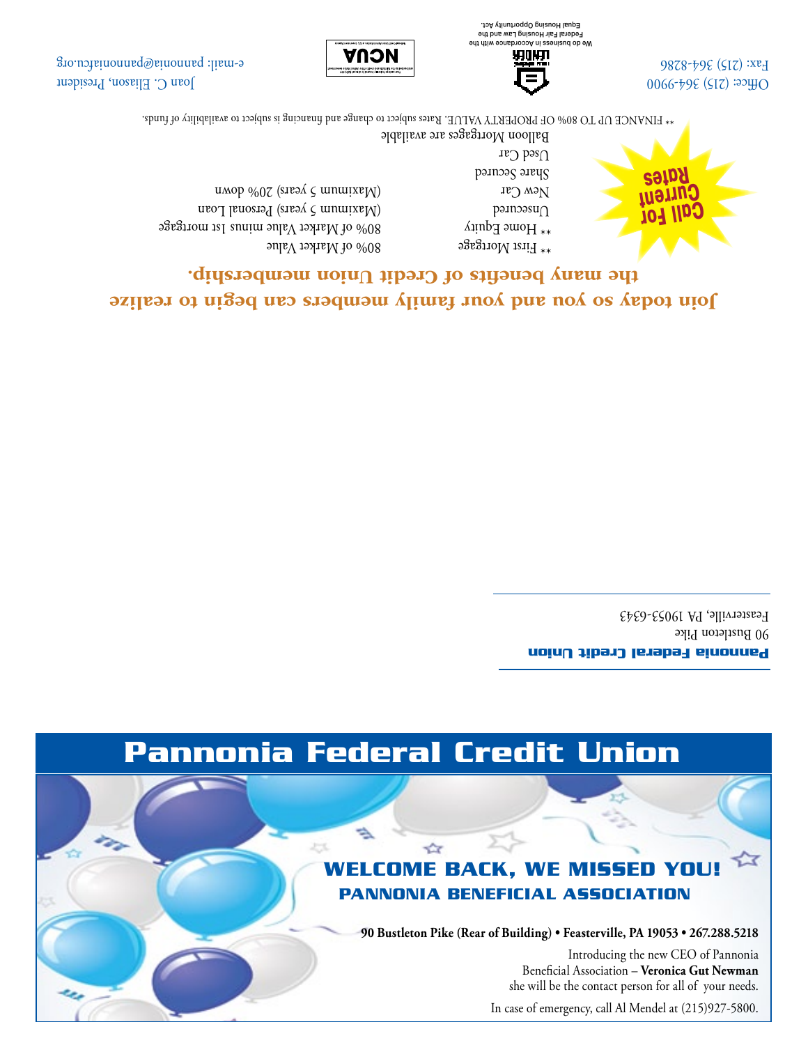Office: (215) 364-9900
Fax: (215) 364-8286

We do business in Accordance with the Federal Fair Housing Law and the Equal Housing Opportunity Act.

NCUA

Joan C. Eliason, President
e-mail: pannonia@pannoniafcu.org

**Call For Current Rates**

## Join today so you and your family members can begin to realize the many benefits of Credit Union membership.

| | |
|---|---|
| ** First Mortgage | 80% of Market Value |
| ** Home Equity | 80% of Market Value minus 1st mortgage |
| Unsecured | (Maximum 5 years) Personal Loan |
| New Car | (Maximum 5 years) 20% down |
| Share Secured | |
| Used Car | |
| Balloon Mortgages are available | |

** FINANCE UP TO 80% OF PROPERTY VALUE. Rates subject to change and financing is subject to availability of funds.

**Pannonia Federal Credit Union**
90 Bustleton Pike
Feasterville, PA 19053-6343

# Pannonia Federal Credit Union

## WELCOME BACK, WE MISSED YOU!
### PANNONIA BENEFICIAL ASSOCIATION

**90 Bustleton Pike (Rear of Building) • Feasterville, PA 19053 • 267.288.5218**

Introducing the new CEO of Pannonia Beneficial Association – **Veronica Gut Newman** she will be the contact person for all of your needs.

In case of emergency, call Al Mendel at (215)927-5800.